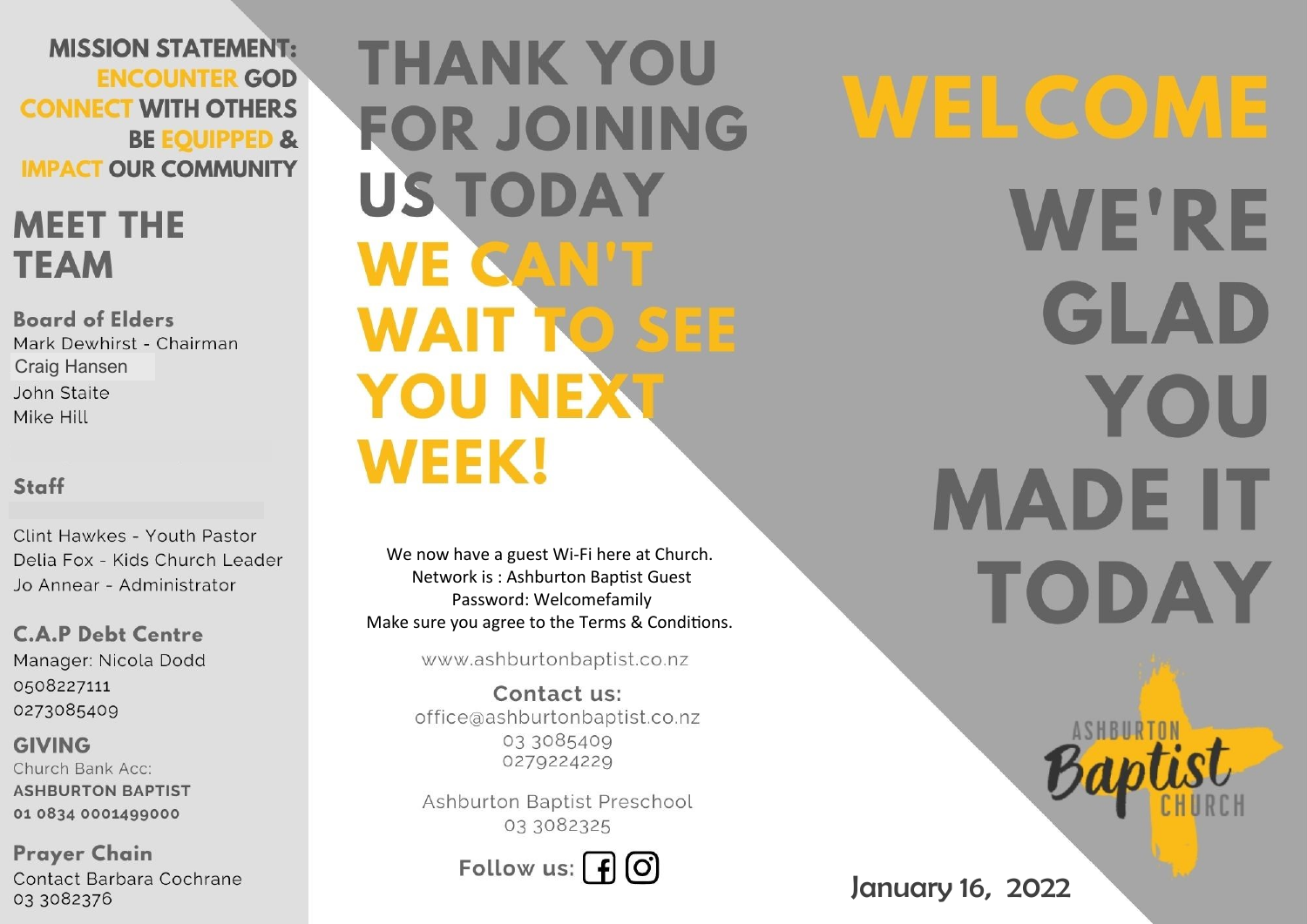**MISSION STATEMENT:**
**ENCOUNTER GOD**
**CONNECT WITH OTHERS**
**BE EQUIPPED &**
**IMPACT OUR COMMUNITY**

# MEET THE TEAM

### Board of Elders

Mark Dewhirst - Chairman
Craig Hansen
John Staite
Mike Hill

### Staff

Clint Hawkes - Youth Pastor
Delia Fox - Kids Church Leader
Jo Annear - Administrator

### C.A.P Debt Centre

Manager: Nicola Dodd
0508227111
0273085409

### GIVING

Church Bank Acc:
**ASHBURTON BAPTIST**
**01 0834 0001499000**

### Prayer Chain

Contact Barbara Cochrane
03 3082376

# THANK YOU FOR JOINING US TODAY

# WE CAN'T WAIT TO SEE YOU NEXT WEEK!

We now have a guest Wi-Fi here at Church.
Network is : Ashburton Baptist Guest
Password: Welcomefamily
Make sure you agree to the Terms & Conditions.

www.ashburtonbaptist.co.nz

**Contact us:**
office@ashburtonbaptist.co.nz
03 3085409
0279224229

Ashburton Baptist Preschool
03 3082325

**Follow us:**

# WELCOME

# WE'RE GLAD YOU MADE IT TODAY

ASHBURTON Baptist CHURCH

January 16, 2022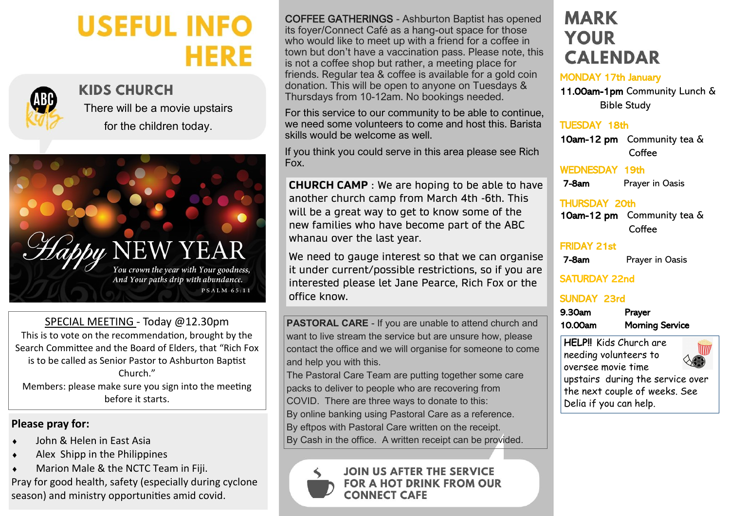# USEFUL INFO HERE

## KIDS CHURCH

There will be a movie upstairs for the children today.

Happy NEW YEAR

*You crown the year with Your goodness, And Your paths drip with abundance.*

PSALM 65:11

SPECIAL MEETING - Today @12.30pm

This is to vote on the recommendation, brought by the Search Committee and the Board of Elders, that "Rich Fox is to be called as Senior Pastor to Ashburton Baptist Church."

Members: please make sure you sign into the meeting before it starts.

**Please pray for:**

- John & Helen in East Asia
- Alex Shipp in the Philippines
- Marion Male & the NCTC Team in Fiji.

Pray for good health, safety (especially during cyclone season) and ministry opportunities amid covid.

COFFEE GATHERINGS - Ashburton Baptist has opened its foyer/Connect Café as a hang-out space for those who would like to meet up with a friend for a coffee in town but don't have a vaccination pass. Please note, this is not a coffee shop but rather, a meeting place for friends. Regular tea & coffee is available for a gold coin donation. This will be open to anyone on Tuesdays & Thursdays from 10-12am. No bookings needed.

For this service to our community to be able to continue, we need some volunteers to come and host this. Barista skills would be welcome as well.

If you think you could serve in this area please see Rich Fox.

**CHURCH CAMP** : We are hoping to be able to have another church camp from March 4th -6th. This will be a great way to get to know some of the new families who have become part of the ABC whanau over the last year.

We need to gauge interest so that we can organise it under current/possible restrictions, so if you are interested please let Jane Pearce, Rich Fox or the office know.

**PASTORAL CARE** - If you are unable to attend church and want to live stream the service but are unsure how, please contact the office and we will organise for someone to come and help you with this.

The Pastoral Care Team are putting together some care packs to deliver to people who are recovering from COVID. There are three ways to donate to this:

By online banking using Pastoral Care as a reference.

By eftpos with Pastoral Care written on the receipt.

By Cash in the office. A written receipt can be provided.

**JOIN US AFTER THE SERVICE FOR A HOT DRINK FROM OUR CONNECT CAFE**

# MARK YOUR CALENDAR

**MONDAY 17th January**

**11.00am-1pm** Community Lunch & Bible Study

**TUESDAY 18th**

**10am-12 pm** Community tea & Coffee

**WEDNESDAY 19th**

**7-8am** Prayer in Oasis

**THURSDAY 20th**

**10am-12 pm** Community tea & Coffee

**FRIDAY 21st**

**7-8am** Prayer in Oasis

**SATURDAY 22nd**

**SUNDAY 23rd**

**9.30am** **Prayer**

**10.00am** **Morning Service**

HELP!! Kids Church are needing volunteers to oversee movie time upstairs during the service over the next couple of weeks. See Delia if you can help.